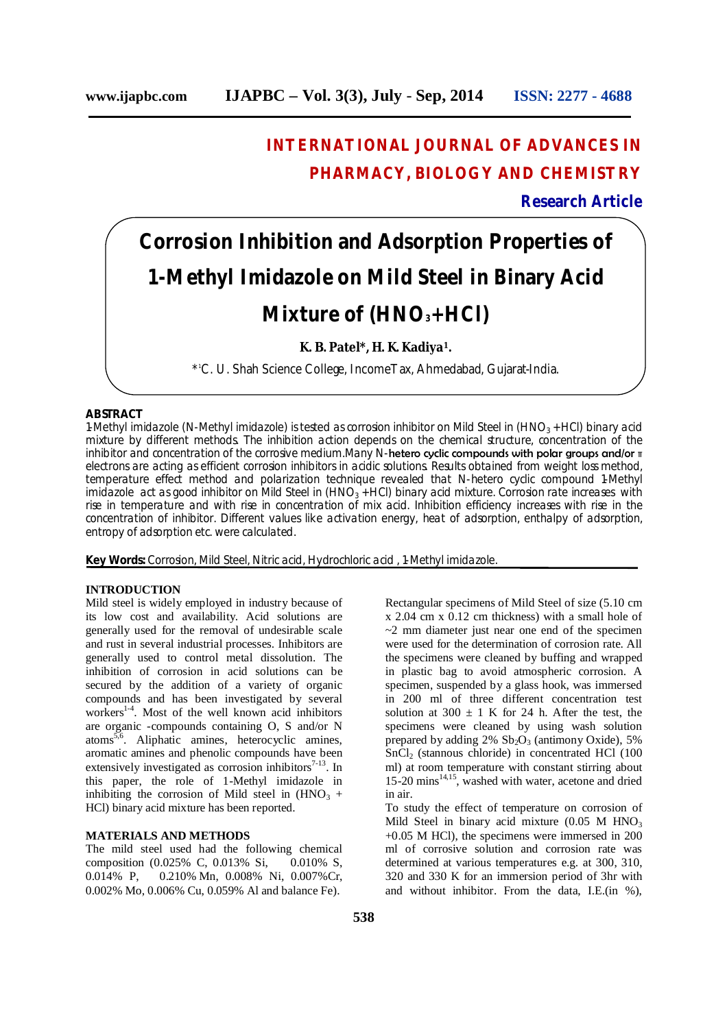INTERNATIONAL JOURNAL OF ADVANCES IN PHARMACY, BIOLOGY AND CHEMISTRY

**Research Article**

# Corrosion Inhibition and Adsorption Properties of 1-Methyl Imidazole on Mild Steel in Binary Acid Mixture of ($HNO_3$+HCl)

**K. B. Patel\*, H. K. Kadiya[1].**

\*[1]C. U. Shah Science College, IncomeTax, Ahmedabad, Gujarat-India.

## ABSTRACT

1-Methyl imidazole (N-Methyl imidazole) is tested as corrosion inhibitor on Mild Steel in ($HNO_3$ + HCl) binary acid mixture by different methods. The inhibition action depends on the chemical structure, concentration of the inhibitor and concentration of the corrosive medium. Many N-hetero cyclic compounds with polar groups and/or π electrons are acting as efficient corrosion inhibitors in acidic solutions. Results obtained from weight loss method, temperature effect method and polarization technique revealed that N-hetero cyclic compound 1-Methyl imidazole act as good inhibitor on Mild Steel in ($HNO_3$ + HCl) binary acid mixture. Corrosion rate increases with rise in temperature and with rise in concentration of mix acid. Inhibition efficiency increases with rise in the concentration of inhibitor. Different values like activation energy, heat of adsorption, enthalpy of adsorption, entropy of adsorption etc. were calculated.

**Key Words:** Corrosion, Mild Steel, Nitric acid, Hydrochloric acid , 1-Methyl imidazole.

## INTRODUCTION

Mild steel is widely employed in industry because of its low cost and availability. Acid solutions are generally used for the removal of undesirable scale and rust in several industrial processes. Inhibitors are generally used to control metal dissolution. The inhibition of corrosion in acid solutions can be secured by the addition of a variety of organic compounds and has been investigated by several workers[1-4]. Most of the well known acid inhibitors are organic -compounds containing O, S and/or N atoms[5,6]. Aliphatic amines, heterocyclic amines, aromatic amines and phenolic compounds have been extensively investigated as corrosion inhibitors[7-13]. In this paper, the role of 1-Methyl imidazole in inhibiting the corrosion of Mild steel in ($HNO_3$ + HCl) binary acid mixture has been reported.

## MATERIALS AND METHODS

The mild steel used had the following chemical composition (0.025% C, 0.013% Si, 0.010% S, 0.014% P, 0.210% Mn, 0.008% Ni, 0.007%Cr, 0.002% Mo, 0.006% Cu, 0.059% Al and balance Fe).

Rectangular specimens of Mild Steel of size (5.10 cm x 2.04 cm x 0.12 cm thickness) with a small hole of ~2 mm diameter just near one end of the specimen were used for the determination of corrosion rate. All the specimens were cleaned by buffing and wrapped in plastic bag to avoid atmospheric corrosion. A specimen, suspended by a glass hook, was immersed in 200 ml of three different concentration test solution at 300 ± 1 K for 24 h. After the test, the specimens were cleaned by using wash solution prepared by adding 2% $Sb_2O_3$ (antimony Oxide), 5% $SnCl_2$ (stannous chloride) in concentrated HCl (100 ml) at room temperature with constant stirring about 15-20 mins[14,15], washed with water, acetone and dried in air.

To study the effect of temperature on corrosion of Mild Steel in binary acid mixture (0.05 M $HNO_3$ +0.05 M HCl), the specimens were immersed in 200 ml of corrosive solution and corrosion rate was determined at various temperatures e.g. at 300, 310, 320 and 330 K for an immersion period of 3hr with and without inhibitor. From the data, I.E.(in %),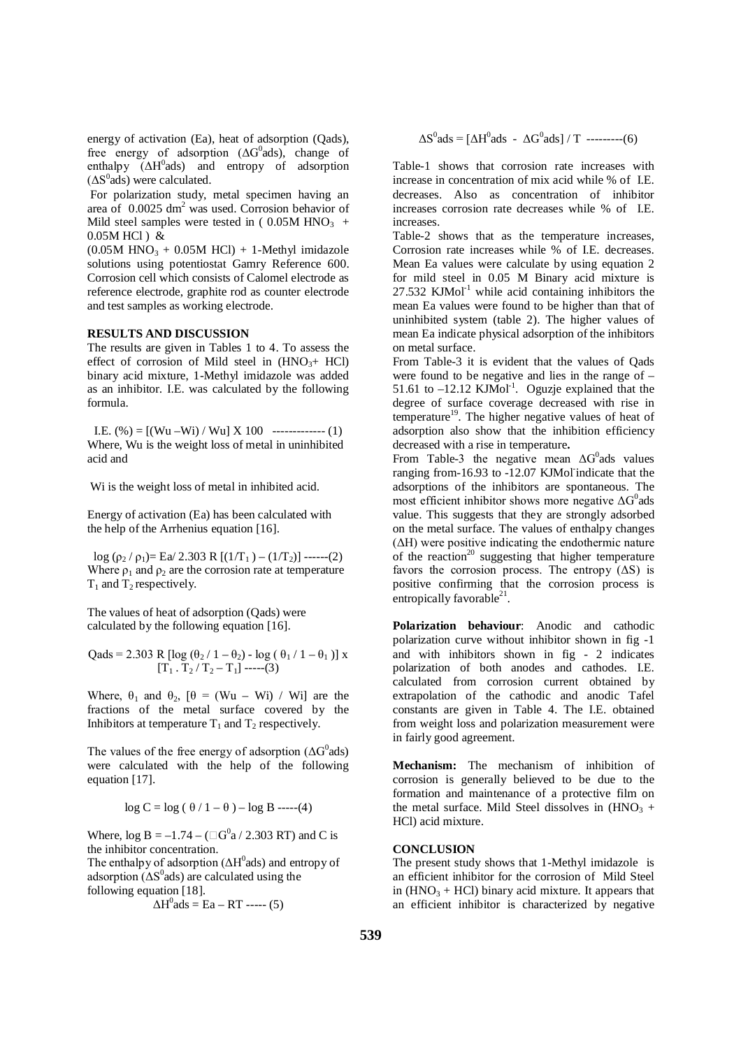energy of activation (Ea), heat of adsorption (Qads), free energy of adsorption ($\Delta G^0$ads), change of enthalpy ($\Delta H^0$ads) and entropy of adsorption ($\Delta S^0$ads) were calculated.

For polarization study, metal specimen having an area of 0.0025 $dm^2$ was used. Corrosion behavior of Mild steel samples were tested in ( 0.05M $HNO_3$ + 0.05M HCl ) & (0.05M $HNO_3$ + 0.05M HCl) + 1-Methyl imidazole solutions using potentiostat Gamry Reference 600. Corrosion cell which consists of Calomel electrode as reference electrode, graphite rod as counter electrode and test samples as working electrode.

**RESULTS AND DISCUSSION**

The results are given in Tables 1 to 4. To assess the effect of corrosion of Mild steel in ($HNO_3$+ HCl) binary acid mixture, 1-Methyl imidazole was added as an inhibitor. I.E. was calculated by the following formula.

$$\text{I.E.} (\%) = [(Wu - Wi) / Wu] \times 100 \quad \text{------------- (1)}$$

Where, Wu is the weight loss of metal in uninhibited acid and

Wi is the weight loss of metal in inhibited acid.

Energy of activation (Ea) has been calculated with the help of the Arrhenius equation [16].

$$\log (\rho_2 / \rho_1) = Ea / 2.303\, R\, [(1/T_1) - (1/T_2)] \quad \text{------(2)}$$

Where $\rho_1$ and $\rho_2$ are the corrosion rate at temperature $T_1$ and $T_2$ respectively.

The values of heat of adsorption (Qads) were calculated by the following equation [16].

$$Qads = 2.303\, R\, [\log (\theta_2 / 1 - \theta_2) - \log ( \theta_1 / 1 - \theta_1 )] \times [T_1 . T_2 / T_2 - T_1] \quad \text{-----(3)}$$

Where, $\theta_1$ and $\theta_2$, [$\theta$ = (Wu – Wi) / Wi] are the fractions of the metal surface covered by the Inhibitors at temperature $T_1$ and $T_2$ respectively.

The values of the free energy of adsorption ($\Delta G^0$ads) were calculated with the help of the following equation [17].

$$\log C = \log ( \theta / 1 - \theta ) - \log B \quad \text{-----(4)}$$

Where, $\log B = -1.74 - (\Delta G^0 a / 2.303\, RT)$ and C is the inhibitor concentration.

The enthalpy of adsorption ($\Delta H^0$ads) and entropy of adsorption ($\Delta S^0$ads) are calculated using the following equation [18].

$$\Delta H^0 ads = Ea - RT \quad \text{----- (5)}$$

$$\Delta S^0 ads = [\Delta H^0 ads - \Delta G^0 ads] / T \quad \text{---------(6)}$$

Table-1 shows that corrosion rate increases with increase in concentration of mix acid while % of I.E. decreases. Also as concentration of inhibitor increases corrosion rate decreases while % of I.E. increases.

Table-2 shows that as the temperature increases, Corrosion rate increases while % of I.E. decreases. Mean Ea values were calculate by using equation 2 for mild steel in 0.05 M Binary acid mixture is 27.532 $KJMol^{-1}$ while acid containing inhibitors the mean Ea values were found to be higher than that of uninhibited system (table 2). The higher values of mean Ea indicate physical adsorption of the inhibitors on metal surface.

From Table-3 it is evident that the values of Qads were found to be negative and lies in the range of –51.61 to –12.12 $KJMol^{-1}$. Oguzje explained that the degree of surface coverage decreased with rise in temperature[19]. The higher negative values of heat of adsorption also show that the inhibition efficiency decreased with a rise in temperature**.**

From Table-3 the negative mean $\Delta G^0$ads values ranging from-16.93 to -12.07 $KJMol^{-}$ indicate that the adsorptions of the inhibitors are spontaneous. The most efficient inhibitor shows more negative $\Delta G^0$ads value. This suggests that they are strongly adsorbed on the metal surface. The values of enthalpy changes ($\Delta H$) were positive indicating the endothermic nature of the reaction[20] suggesting that higher temperature favors the corrosion process. The entropy ($\Delta S$) is positive confirming that the corrosion process is entropically favorable[21].

**Polarization behaviour**: Anodic and cathodic polarization curve without inhibitor shown in fig -1 and with inhibitors shown in fig - 2 indicates polarization of both anodes and cathodes. I.E. calculated from corrosion current obtained by extrapolation of the cathodic and anodic Tafel constants are given in Table 4. The I.E. obtained from weight loss and polarization measurement were in fairly good agreement.

**Mechanism:** The mechanism of inhibition of corrosion is generally believed to be due to the formation and maintenance of a protective film on the metal surface. Mild Steel dissolves in ($HNO_3$ + HCl) acid mixture.

**CONCLUSION**

The present study shows that 1-Methyl imidazole is an efficient inhibitor for the corrosion of Mild Steel in ($HNO_3$ + HCl) binary acid mixture. It appears that an efficient inhibitor is characterized by negative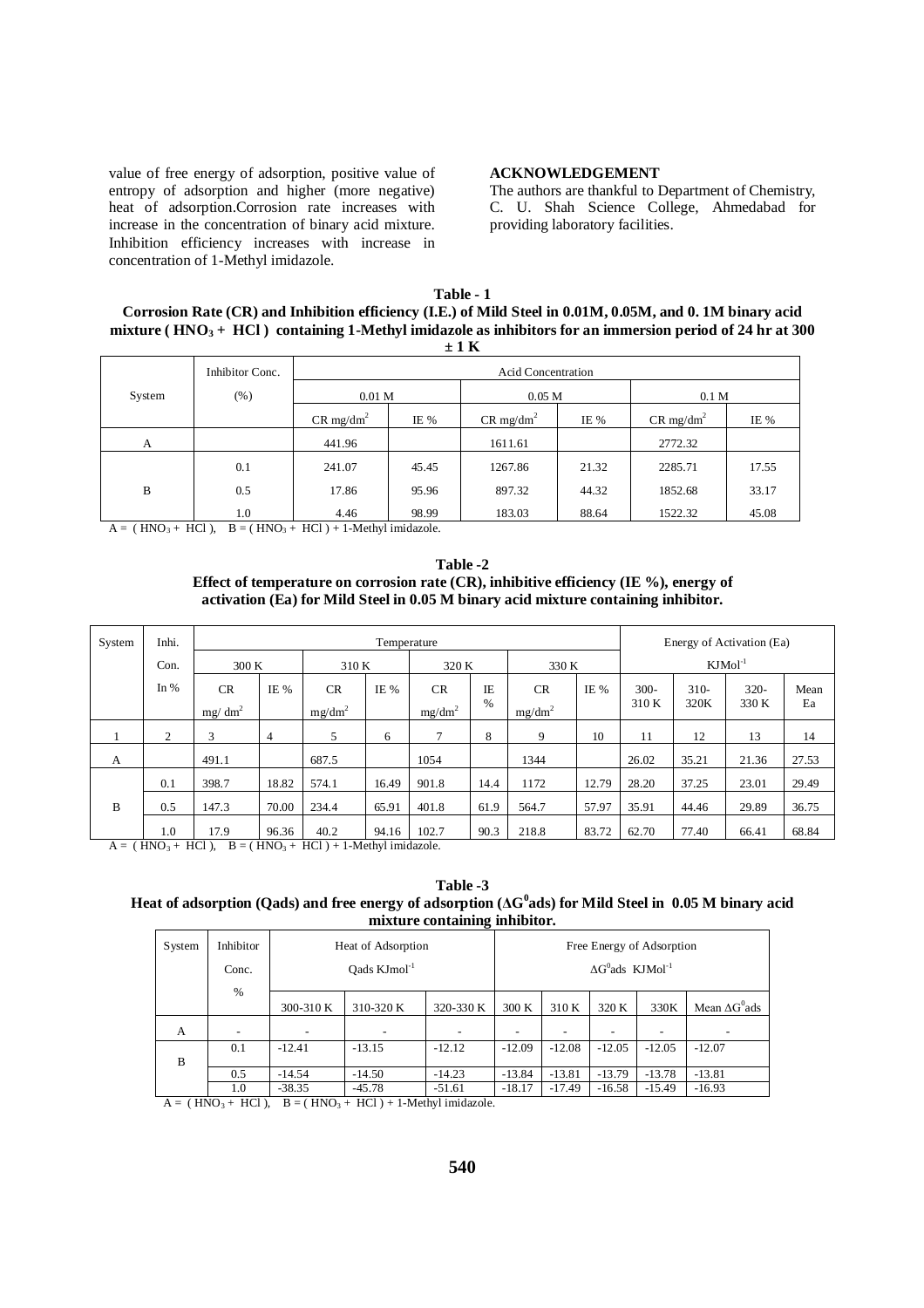value of free energy of adsorption, positive value of entropy of adsorption and higher (more negative) heat of adsorption.Corrosion rate increases with increase in the concentration of binary acid mixture. Inhibition efficiency increases with increase in concentration of 1-Methyl imidazole.

## ACKNOWLEDGEMENT

The authors are thankful to Department of Chemistry, C. U. Shah Science College, Ahmedabad for providing laboratory facilities.

**Table - 1**

**Corrosion Rate (CR) and Inhibition efficiency (I.E.) of Mild Steel in 0.01M, 0.05M, and 0. 1M binary acid mixture ( $HNO_3$ + HCl ) containing 1-Methyl imidazole as inhibitors for an immersion period of 24 hr at 300 ± 1 K**

| System | Inhibitor Conc. (%) | Acid Concentration | | | | | |
|---|---|---|---|---|---|---|---|
| | | 0.01 M | | 0.05 M | | 0.1 M | |
| | | CR $mg/dm^2$ | IE % | CR $mg/dm^2$ | IE % | CR $mg/dm^2$ | IE % |
| A | | 441.96 | | 1611.61 | | 2772.32 | |
| B | 0.1 | 241.07 | 45.45 | 1267.86 | 21.32 | 2285.71 | 17.55 |
| | 0.5 | 17.86 | 95.96 | 897.32 | 44.32 | 1852.68 | 33.17 |
| | 1.0 | 4.46 | 98.99 | 183.03 | 88.64 | 1522.32 | 45.08 |

A = ( $HNO_3$ + HCl ), B = ( $HNO_3$ + HCl ) + 1-Methyl imidazole.

**Table -2**

**Effect of temperature on corrosion rate (CR), inhibitive efficiency (IE %), energy of activation (Ea) for Mild Steel in 0.05 M binary acid mixture containing inhibitor.**

| System | Inhi. Con. In % | Temperature | | | | | | | | Energy of Activation (Ea) $KJMol^{-1}$ | | | |
|---|---|---|---|---|---|---|---|---|---|---|---|---|---|
| | | 300 K | | 310 K | | 320 K | | 330 K | | | | | |
| | | CR $mg/dm^2$ | IE % | CR $mg/dm^2$ | IE % | CR $mg/dm^2$ | IE % | CR $mg/dm^2$ | IE % | 300-310 K | 310-320K | 320-330 K | Mean Ea |
| 1 | 2 | 3 | 4 | 5 | 6 | 7 | 8 | 9 | 10 | 11 | 12 | 13 | 14 |
| A | | 491.1 | | 687.5 | | 1054 | | 1344 | | 26.02 | 35.21 | 21.36 | 27.53 |
| B | 0.1 | 398.7 | 18.82 | 574.1 | 16.49 | 901.8 | 14.4 | 1172 | 12.79 | 28.20 | 37.25 | 23.01 | 29.49 |
| | 0.5 | 147.3 | 70.00 | 234.4 | 65.91 | 401.8 | 61.9 | 564.7 | 57.97 | 35.91 | 44.46 | 29.89 | 36.75 |
| | 1.0 | 17.9 | 96.36 | 40.2 | 94.16 | 102.7 | 90.3 | 218.8 | 83.72 | 62.70 | 77.40 | 66.41 | 68.84 |

A = ( $HNO_3$ + HCl ), B = ( $HNO_3$ + HCl ) + 1-Methyl imidazole.

**Table -3**

**Heat of adsorption (Qads) and free energy of adsorption ($\Delta G^0ads$) for Mild Steel in 0.05 M binary acid mixture containing inhibitor.**

| System | Inhibitor Conc. % | Heat of Adsorption Qads $KJmol^{-1}$ | | | Free Energy of Adsorption $\Delta G^0ads$ $KJMol^{-1}$ | | | | |
|---|---|---|---|---|---|---|---|---|---|
| | | 300-310 K | 310-320 K | 320-330 K | 300 K | 310 K | 320 K | 330K | Mean $\Delta G^0ads$ |
| A | - | - | - | - | - | - | - | - | - |
| B | 0.1 | -12.41 | -13.15 | -12.12 | -12.09 | -12.08 | -12.05 | -12.05 | -12.07 |
| | 0.5 | -14.54 | -14.50 | -14.23 | -13.84 | -13.81 | -13.79 | -13.78 | -13.81 |
| | 1.0 | -38.35 | -45.78 | -51.61 | -18.17 | -17.49 | -16.58 | -15.49 | -16.93 |

A = ( $HNO_3$ + HCl ), B = ( $HNO_3$ + HCl ) + 1-Methyl imidazole.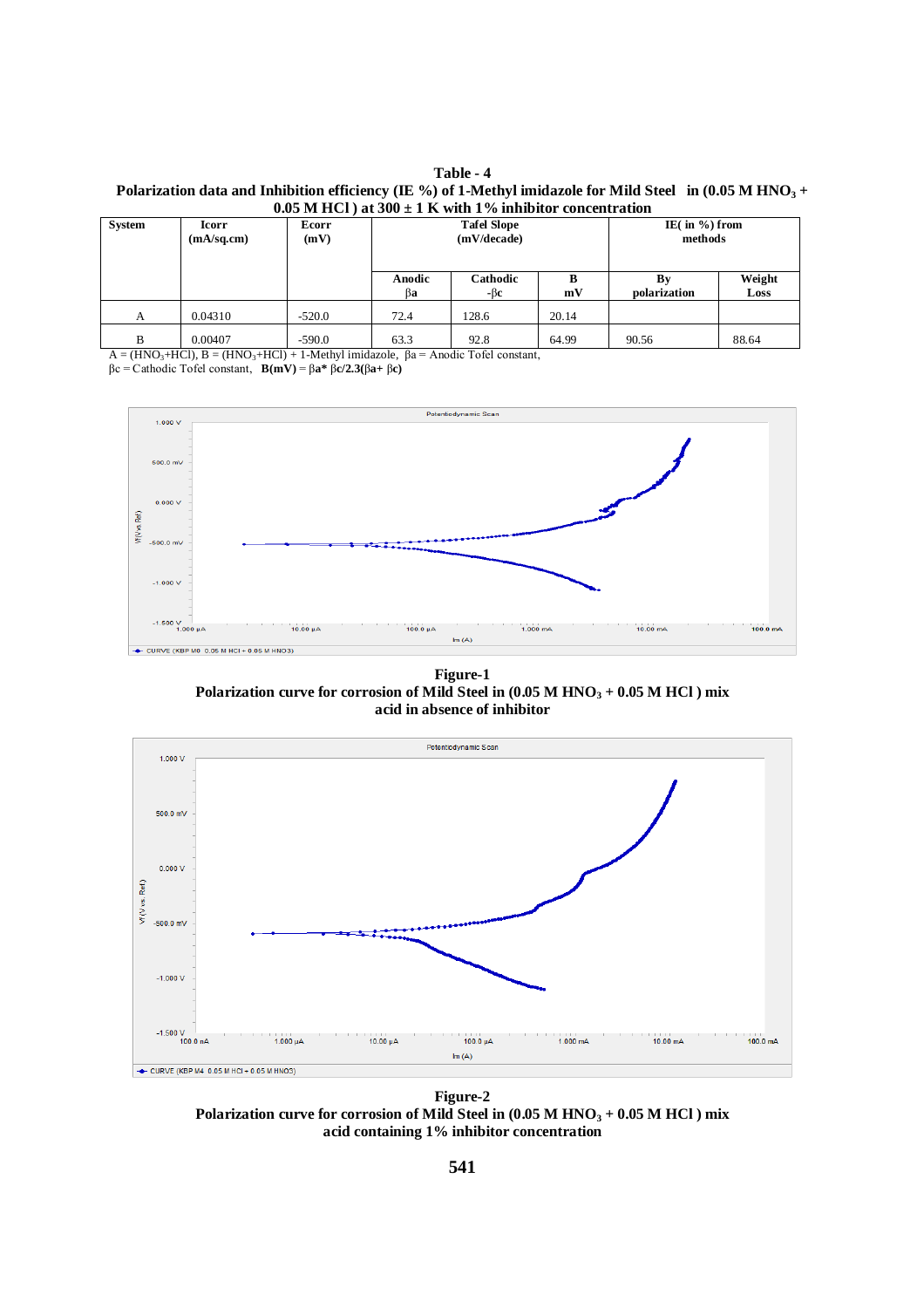**Table - 4**

**Polarization data and Inhibition efficiency (IE %) of 1-Methyl imidazole for Mild Steel in (0.05 M $HNO_3$ + 0.05 M HCl ) at 300 ± 1 K with 1% inhibitor concentration**

| System | Icorr (mA/sq.cm) | Ecorr (mV) | Tafel Slope (mV/decade) | | | IE( in %) from methods | |
|---|---|---|---|---|---|---|---|
| | | | Anodic $\beta a$ | Cathodic $-\beta c$ | B mV | By polarization | Weight Loss |
| A | 0.04310 | -520.0 | 72.4 | 128.6 | 20.14 | | |
| B | 0.00407 | -590.0 | 63.3 | 92.8 | 64.99 | 90.56 | 88.64 |

A = ($HNO_3$+HCl), B = ($HNO_3$+HCl) + 1-Methyl imidazole, $\beta a$ = Anodic Tofel constant,
$\beta c$ = Cathodic Tofel constant, **B(mV)** = $\beta a^* \beta c/2.3(\beta a+ \beta c)$

**Figure-1**
**Polarization curve for corrosion of Mild Steel in (0.05 M $HNO_3$ + 0.05 M HCl ) mix acid in absence of inhibitor**

**Figure-2**
**Polarization curve for corrosion of Mild Steel in (0.05 M $HNO_3$ + 0.05 M HCl ) mix acid containing 1% inhibitor concentration**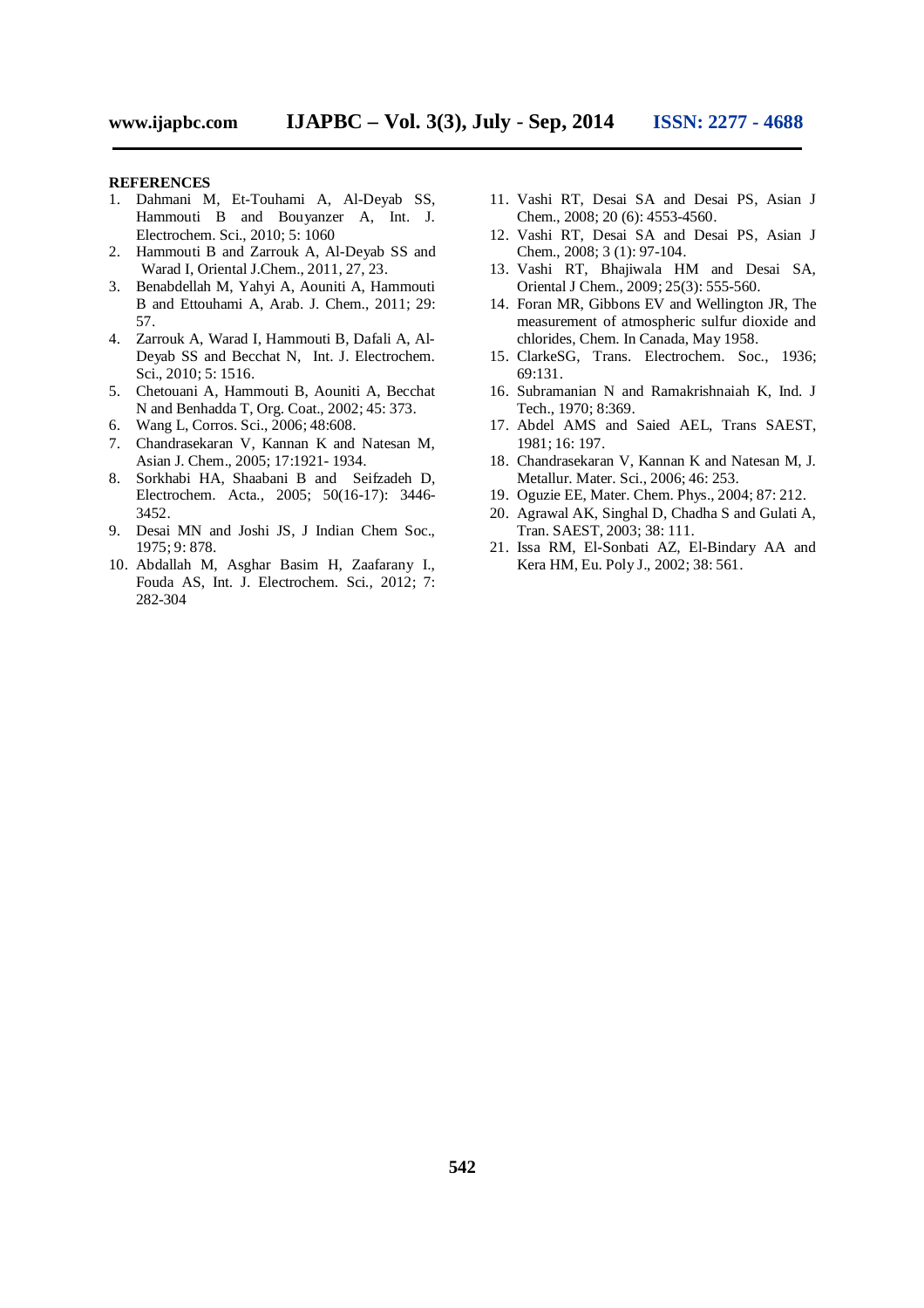## REFERENCES

1. Dahmani M, Et-Touhami A, Al-Deyab SS, Hammouti B and Bouyanzer A, Int. J. Electrochem. Sci., 2010; 5: 1060
2. Hammouti B and Zarrouk A, Al-Deyab SS and Warad I, Oriental J.Chem., 2011, 27, 23.
3. Benabdellah M, Yahyi A, Aouniti A, Hammouti B and Ettouhami A, Arab. J. Chem., 2011; 29: 57.
4. Zarrouk A, Warad I, Hammouti B, Dafali A, Al-Deyab SS and Becchat N, Int. J. Electrochem. Sci., 2010; 5: 1516.
5. Chetouani A, Hammouti B, Aouniti A, Becchat N and Benhadda T, Org. Coat., 2002; 45: 373.
6. Wang L, Corros. Sci., 2006; 48:608.
7. Chandrasekaran V, Kannan K and Natesan M, Asian J. Chem., 2005; 17:1921- 1934.
8. Sorkhabi HA, Shaabani B and Seifzadeh D, Electrochem. Acta., 2005; 50(16-17): 3446-3452.
9. Desai MN and Joshi JS, J Indian Chem Soc., 1975; 9: 878.
10. Abdallah M, Asghar Basim H, Zaafarany I., Fouda AS, Int. J. Electrochem. Sci., 2012; 7: 282-304
11. Vashi RT, Desai SA and Desai PS, Asian J Chem., 2008; 20 (6): 4553-4560.
12. Vashi RT, Desai SA and Desai PS, Asian J Chem., 2008; 3 (1): 97-104.
13. Vashi RT, Bhajiwala HM and Desai SA, Oriental J Chem., 2009; 25(3): 555-560.
14. Foran MR, Gibbons EV and Wellington JR, The measurement of atmospheric sulfur dioxide and chlorides, Chem. In Canada, May 1958.
15. ClarkeSG, Trans. Electrochem. Soc., 1936; 69:131.
16. Subramanian N and Ramakrishnaiah K, Ind. J Tech., 1970; 8:369.
17. Abdel AMS and Saied AEL, Trans SAEST, 1981; 16: 197.
18. Chandrasekaran V, Kannan K and Natesan M, J. Metallur. Mater. Sci., 2006; 46: 253.
19. Oguzie EE, Mater. Chem. Phys., 2004; 87: 212.
20. Agrawal AK, Singhal D, Chadha S and Gulati A, Tran. SAEST, 2003; 38: 111.
21. Issa RM, El-Sonbati AZ, El-Bindary AA and Kera HM, Eu. Poly J., 2002; 38: 561.